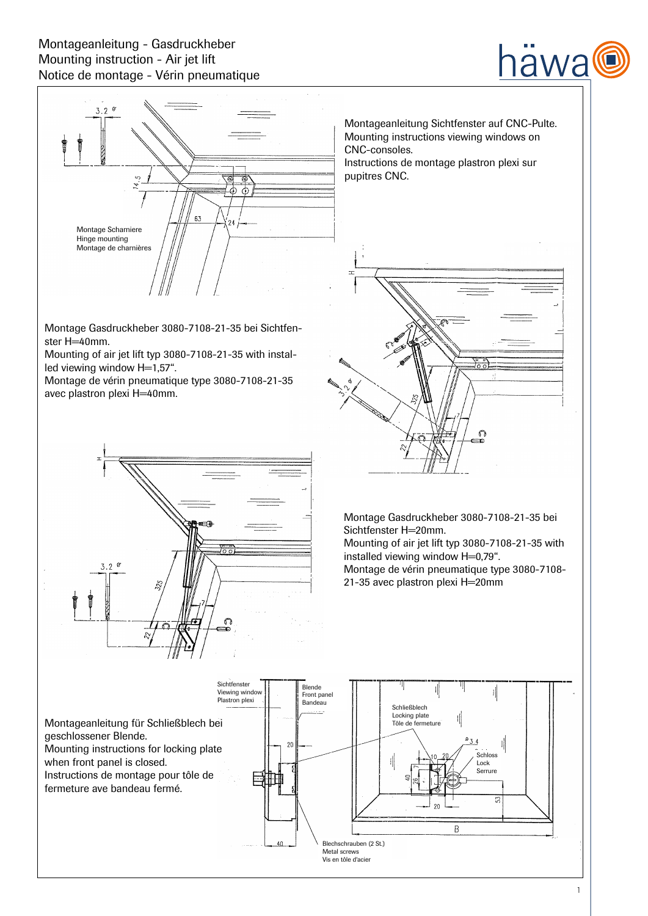# Montageanleitung - Gasdruckheber
# Mounting instruction - Air jet lift
# Notice de montage - Vérin pneumatique

Montageanleitung Sichtfenster auf CNC-Pulte.
Mounting instructions viewing windows on CNC-consoles.
Instructions de montage plastron plexi sur pupitres CNC.

Montage Scharniere
Hinge mounting
Montage de charnières

Montage Gasdruckheber 3080-7108-21-35 bei Sichtfenster H=40mm.
Mounting of air jet lift typ 3080-7108-21-35 with installed viewing window H=1,57".
Montage de vérin pneumatique type 3080-7108-21-35 avec plastron plexi H=40mm.

Montage Gasdruckheber 3080-7108-21-35 bei Sichtfenster H=20mm.
Mounting of air jet lift typ 3080-7108-21-35 with installed viewing window H=0,79".
Montage de vérin pneumatique type 3080-7108-21-35 avec plastron plexi H=20mm

Montageanleitung für Schließblech bei geschlossener Blende.
Mounting instructions for locking plate when front panel is closed.
Instructions de montage pour tôle de fermeture ave bandeau fermé.

Sichtfenster
Viewing window
Plastron plexi

Blende
Front panel
Bandeau

Schließblech
Locking plate
Tôle de fermeture

Schloss
Lock
Serrure

Blechschrauben (2 St.)
Metal screws
Vis en tôle d'acier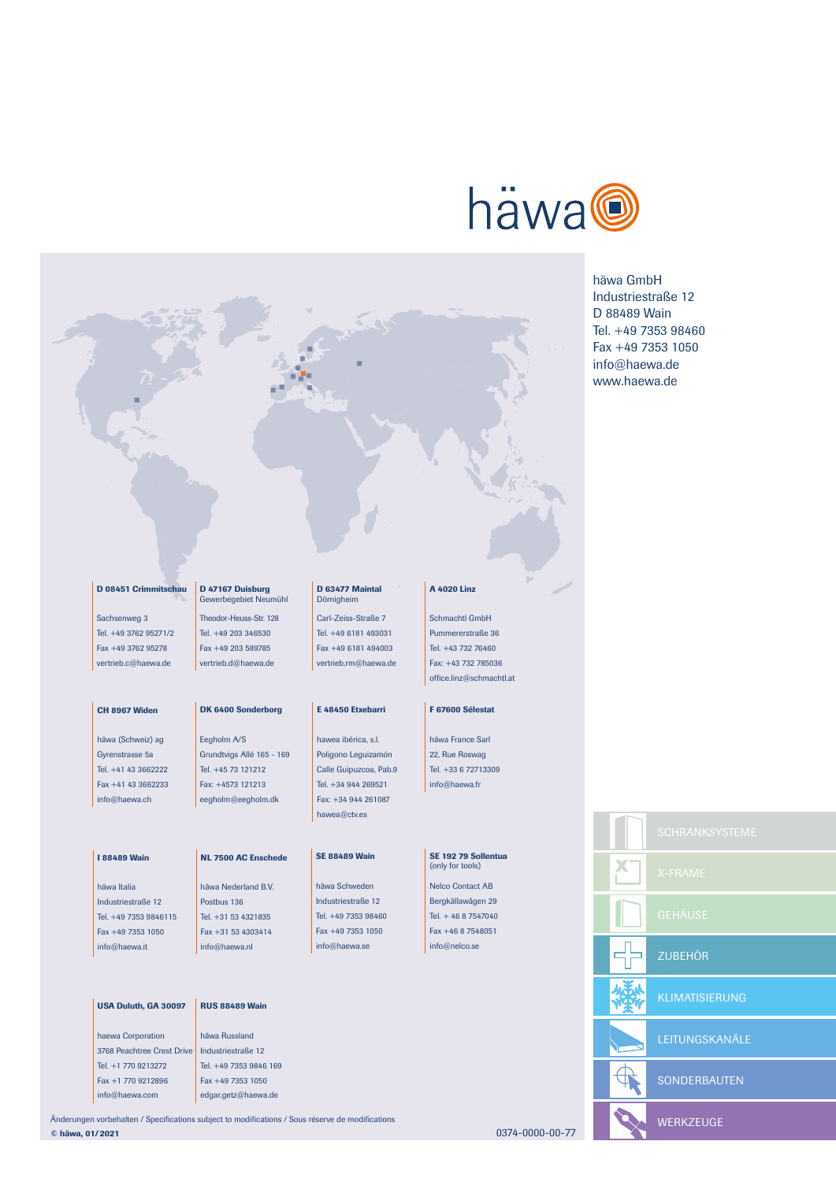häwa

häwa GmbH
Industriestraße 12
D 88489 Wain
Tel. +49 7353 98460
Fax +49 7353 1050
info@haewa.de
www.haewa.de

**D 08451 Crimmitschau**

Sachsenweg 3
Tel. +49 3762 95271/2
Fax +49 3762 95278
vertrieb.c@haewa.de

**D 47167 Duisburg**
Gewerbegebiet Neumühl

Theodor-Heuss-Str. 128
Tel. +49 203 346530
Fax +49 203 589785
vertrieb.d@haewa.de

**D 63477 Maintal**
Dörnigheim

Carl-Zeiss-Straße 7
Tel. +49 6181 493031
Fax +49 6181 494003
vertrieb.rm@haewa.de

**A 4020 Linz**

Schmachtl GmbH
Pummererstraße 36
Tel. +43 732 76460
Fax: +43 732 785036
office.linz@schmachtl.at

**CH 8967 Widen**

häwa (Schweiz) ag
Gyrenstrasse 5a
Tel. +41 43 3662222
Fax +41 43 3662233
info@haewa.ch

**DK 6400 Sonderborg**

Eegholm A/S
Grundtvigs Allé 165 - 169
Tel. +45 73 121212
Fax: +4573 121213
eegholm@eegholm.dk

**E 48450 Etxebarri**

hawea ibérica, s.l.
Poligono Leguizamón
Calle Guipuzcoa, Pab.9
Tel. +34 944 269521
Fax: +34 944 261087
hawea@ctv.es

**F 67600 Sélestat**

häwa France Sarl
22, Rue Roswag
Tel. +33 6 72713309
info@haewa.fr

**I 88489 Wain**

häwa Italia
Industriestraße 12
Tel. +49 7353 9846115
Fax +49 7353 1050
info@haewa.it

**NL 7500 AC Enschede**

häwa Nederland B.V.
Postbus 136
Tel. +31 53 4321835
Fax +31 53 4303414
info@haewa.nl

**SE 88489 Wain**

häwa Schweden
Industriestraße 12
Tel. +49 7353 98460
Fax +49 7353 1050
info@haewa.se

**SE 192 79 Sollentua**
(only for tools)

Nelco Contact AB
Bergkällawägen 29
Tel. + 46 8 7547040
Fax +46 8 7548051
info@nelco.se

**USA Duluth, GA 30097**

haewa Corporation
3768 Peachtree Crest Drive
Tel. +1 770 9213272
Fax +1 770 9212896
info@haewa.com

**RUS 88489 Wain**

häwa Russland
Industriestraße 12
Tel. +49 7353 9846 169
Fax +49 7353 1050
edgar.getz@haewa.de

SCHRANKSYSTEME
X-FRAME
GEHÄUSE
ZUBEHÖR
KLIMATISIERUNG
LEITUNGSKANÄLE
SONDERBAUTEN
WERKZEUGE

Änderungen vorbehalten / Specifications subject to modifications / Sous réserve de modifications

**© häwa, 01/2021**

0374-0000-00-77